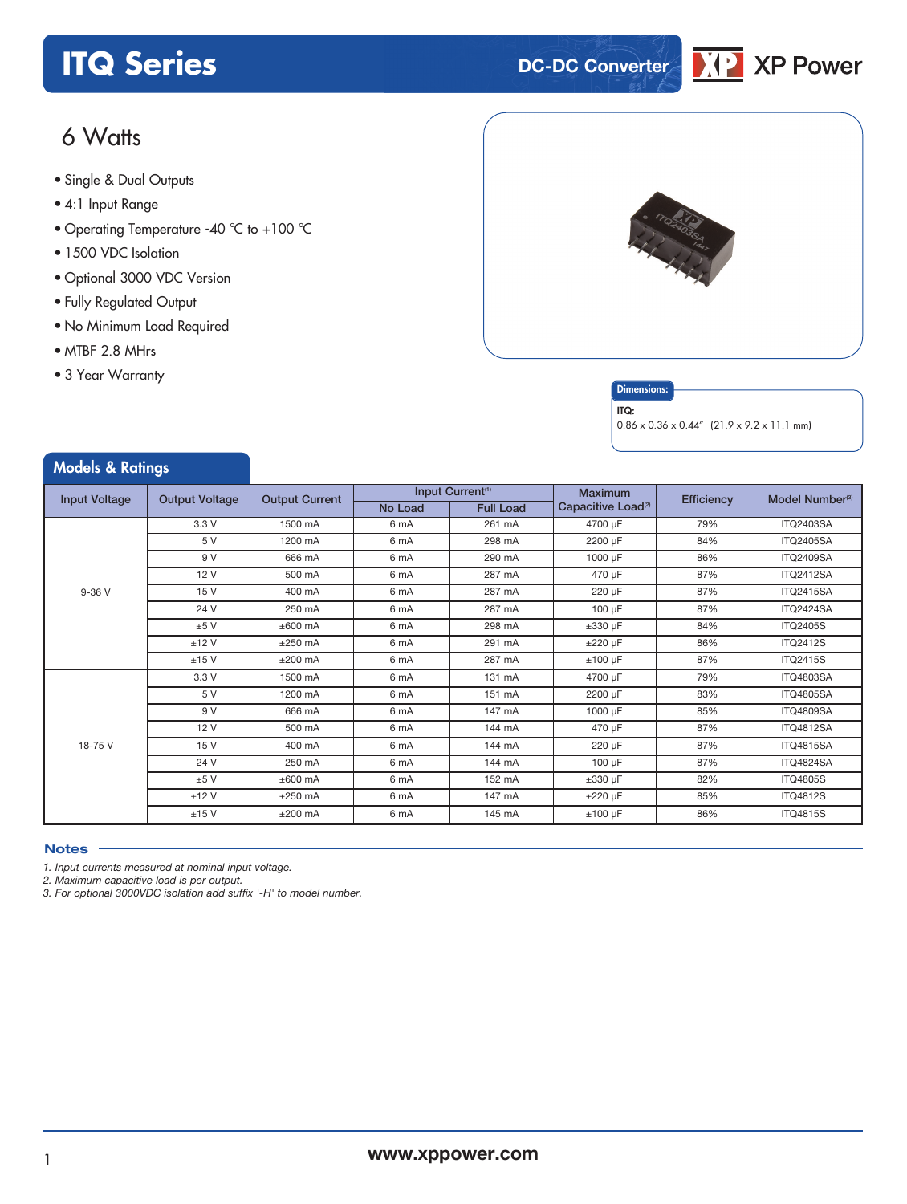# ITQ Series

DC-DC Converter

XP Power

## 6 Watts

- Single & Dual Outputs
- 4:1 Input Range
- Operating Temperature -40 °C to +100 °C
- 1500 VDC Isolation
- Optional 3000 VDC Version
- Fully Regulated Output
- No Minimum Load Required
- MTBF 2.8 MHrs
- 3 Year Warranty

**Dimensions:**

**ITQ:**
0.86 x 0.36 x 0.44" (21.9 x 9.2 x 11.1 mm)

## Models & Ratings

| Input Voltage | Output Voltage | Output Current | Input Current[1] | | Maximum Capacitive Load[2] | Efficiency | Model Number[3] |
|---|---|---|---|---|---|---|---|
| | | | No Load | Full Load | | | |
| 9-36 V | 3.3 V | 1500 mA | 6 mA | 261 mA | 4700 µF | 79% | ITQ2403SA |
| | 5 V | 1200 mA | 6 mA | 298 mA | 2200 µF | 84% | ITQ2405SA |
| | 9 V | 666 mA | 6 mA | 290 mA | 1000 µF | 86% | ITQ2409SA |
| | 12 V | 500 mA | 6 mA | 287 mA | 470 µF | 87% | ITQ2412SA |
| | 15 V | 400 mA | 6 mA | 287 mA | 220 µF | 87% | ITQ2415SA |
| | 24 V | 250 mA | 6 mA | 287 mA | 100 µF | 87% | ITQ2424SA |
| | ±5 V | ±600 mA | 6 mA | 298 mA | ±330 µF | 84% | ITQ2405S |
| | ±12 V | ±250 mA | 6 mA | 291 mA | ±220 µF | 86% | ITQ2412S |
| | ±15 V | ±200 mA | 6 mA | 287 mA | ±100 µF | 87% | ITQ2415S |
| 18-75 V | 3.3 V | 1500 mA | 6 mA | 131 mA | 4700 µF | 79% | ITQ4803SA |
| | 5 V | 1200 mA | 6 mA | 151 mA | 2200 µF | 83% | ITQ4805SA |
| | 9 V | 666 mA | 6 mA | 147 mA | 1000 µF | 85% | ITQ4809SA |
| | 12 V | 500 mA | 6 mA | 144 mA | 470 µF | 87% | ITQ4812SA |
| | 15 V | 400 mA | 6 mA | 144 mA | 220 µF | 87% | ITQ4815SA |
| | 24 V | 250 mA | 6 mA | 144 mA | 100 µF | 87% | ITQ4824SA |
| | ±5 V | ±600 mA | 6 mA | 152 mA | ±330 µF | 82% | ITQ4805S |
| | ±12 V | ±250 mA | 6 mA | 147 mA | ±220 µF | 85% | ITQ4812S |
| | ±15 V | ±200 mA | 6 mA | 145 mA | ±100 µF | 86% | ITQ4815S |

### Notes

1. *Input currents measured at nominal input voltage.*
2. *Maximum capacitive load is per output.*
3. *For optional 3000VDC isolation add suffix '-H' to model number.*

**www.xppower.com**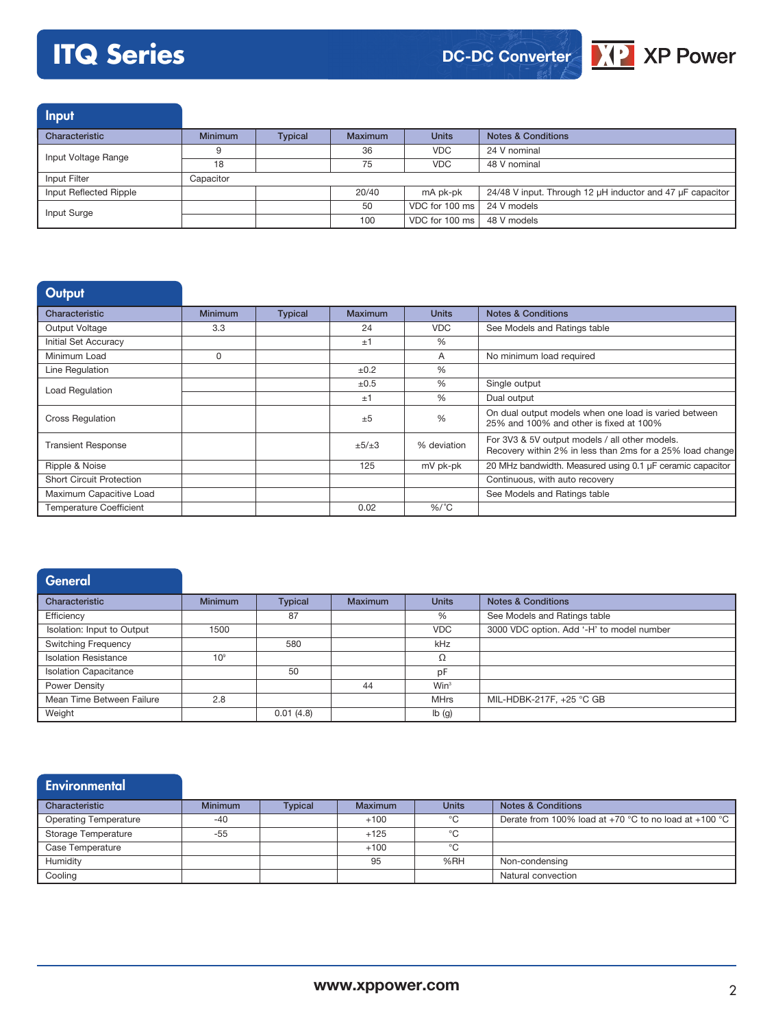## Input

| Characteristic | Minimum | Typical | Maximum | Units | Notes & Conditions |
|---|---|---|---|---|---|
| Input Voltage Range | 9 | | 36 | VDC | 24 V nominal |
| | 18 | | 75 | VDC | 48 V nominal |
| Input Filter | Capacitor | | | | |
| Input Reflected Ripple | | | 20/40 | mA pk-pk | 24/48 V input. Through 12 µH inductor and 47 µF capacitor |
| Input Surge | | | 50 | VDC for 100 ms | 24 V models |
| | | | 100 | VDC for 100 ms | 48 V models |

## Output

| Characteristic | Minimum | Typical | Maximum | Units | Notes & Conditions |
|---|---|---|---|---|---|
| Output Voltage | 3.3 | | 24 | VDC | See Models and Ratings table |
| Initial Set Accuracy | | | ±1 | % | |
| Minimum Load | 0 | | | A | No minimum load required |
| Line Regulation | | | ±0.2 | % | |
| Load Regulation | | | ±0.5 | % | Single output |
| | | | ±1 | % | Dual output |
| Cross Regulation | | | ±5 | % | On dual output models when one load is varied between 25% and 100% and other is fixed at 100% |
| Transient Response | | | ±5/±3 | % deviation | For 3V3 & 5V output models / all other models. Recovery within 2% in less than 2ms for a 25% load change |
| Ripple & Noise | | | 125 | mV pk-pk | 20 MHz bandwidth. Measured using 0.1 µF ceramic capacitor |
| Short Circuit Protection | | | | | Continuous, with auto recovery |
| Maximum Capacitive Load | | | | | See Models and Ratings table |
| Temperature Coefficient | | | 0.02 | %/°C | |

## General

| Characteristic | Minimum | Typical | Maximum | Units | Notes & Conditions |
|---|---|---|---|---|---|
| Efficiency | | 87 | | % | See Models and Ratings table |
| Isolation: Input to Output | 1500 | | | VDC | 3000 VDC option. Add '-H' to model number |
| Switching Frequency | | 580 | | kHz | |
| Isolation Resistance | $10^9$ | | | Ω | |
| Isolation Capacitance | | 50 | | pF | |
| Power Density | | | 44 | W/in$^3$ | |
| Mean Time Between Failure | 2.8 | | | MHrs | MIL-HDBK-217F, +25 °C GB |
| Weight | | 0.01 (4.8) | | lb (g) | |

## Environmental

| Characteristic | Minimum | Typical | Maximum | Units | Notes & Conditions |
|---|---|---|---|---|---|
| Operating Temperature | -40 | | +100 | °C | Derate from 100% load at +70 °C to no load at +100 °C |
| Storage Temperature | -55 | | +125 | °C | |
| Case Temperature | | | +100 | °C | |
| Humidity | | | 95 | %RH | Non-condensing |
| Cooling | | | | | Natural convection |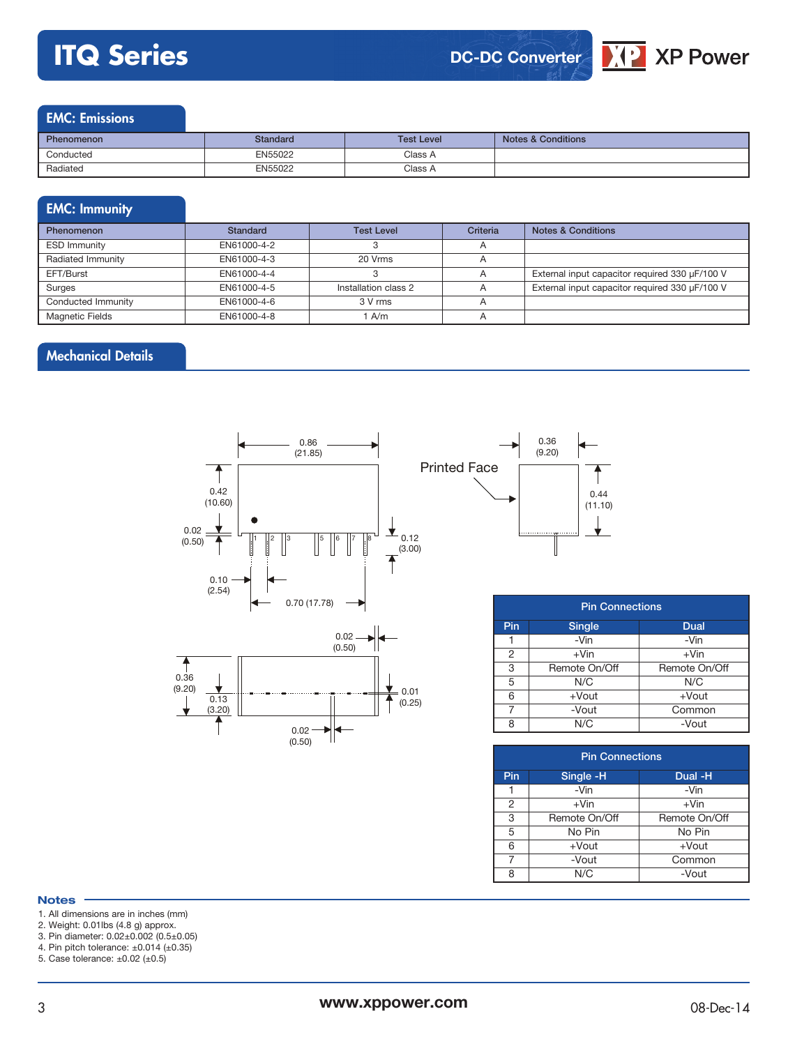## EMC: Emissions

| Phenomenon | Standard | Test Level | Notes & Conditions |
|---|---|---|---|
| Conducted | EN55022 | Class A | |
| Radiated | EN55022 | Class A | |

## EMC: Immunity

| Phenomenon | Standard | Test Level | Criteria | Notes & Conditions |
|---|---|---|---|---|
| ESD Immunity | EN61000-4-2 | 3 | A | |
| Radiated Immunity | EN61000-4-3 | 20 Vrms | A | |
| EFT/Burst | EN61000-4-4 | 3 | A | External input capacitor required 330 µF/100 V |
| Surges | EN61000-4-5 | Installation class 2 | A | External input capacitor required 330 µF/100 V |
| Conducted Immunity | EN61000-4-6 | 3 V rms | A | |
| Magnetic Fields | EN61000-4-8 | 1 A/m | A | |

## Mechanical Details

0.86 (21.85)
0.42 (10.60)
0.02 (0.50)
0.12 (3.00)
0.10 (2.54)
0.70 (17.78)
1 2 3 5 6 7 8
Printed Face
0.36 (9.20)
0.44 (11.10)
0.02 (0.50)
0.36 (9.20)
0.13 (3.20)
0.01 (0.25)
0.02 (0.50)

| Pin Connections | | |
|---|---|---|
| **Pin** | **Single** | **Dual** |
| 1 | -Vin | -Vin |
| 2 | +Vin | +Vin |
| 3 | Remote On/Off | Remote On/Off |
| 5 | N/C | N/C |
| 6 | +Vout | +Vout |
| 7 | -Vout | Common |
| 8 | N/C | -Vout |

| Pin Connections | | |
|---|---|---|
| **Pin** | **Single -H** | **Dual -H** |
| 1 | -Vin | -Vin |
| 2 | +Vin | +Vin |
| 3 | Remote On/Off | Remote On/Off |
| 5 | No Pin | No Pin |
| 6 | +Vout | +Vout |
| 7 | -Vout | Common |
| 8 | N/C | -Vout |

### Notes

1. All dimensions are in inches (mm)
2. Weight: 0.01lbs (4.8 g) approx.
3. Pin diameter: 0.02±0.002 (0.5±0.05)
4. Pin pitch tolerance: ±0.014 (±0.35)
5. Case tolerance: ±0.02 (±0.5)